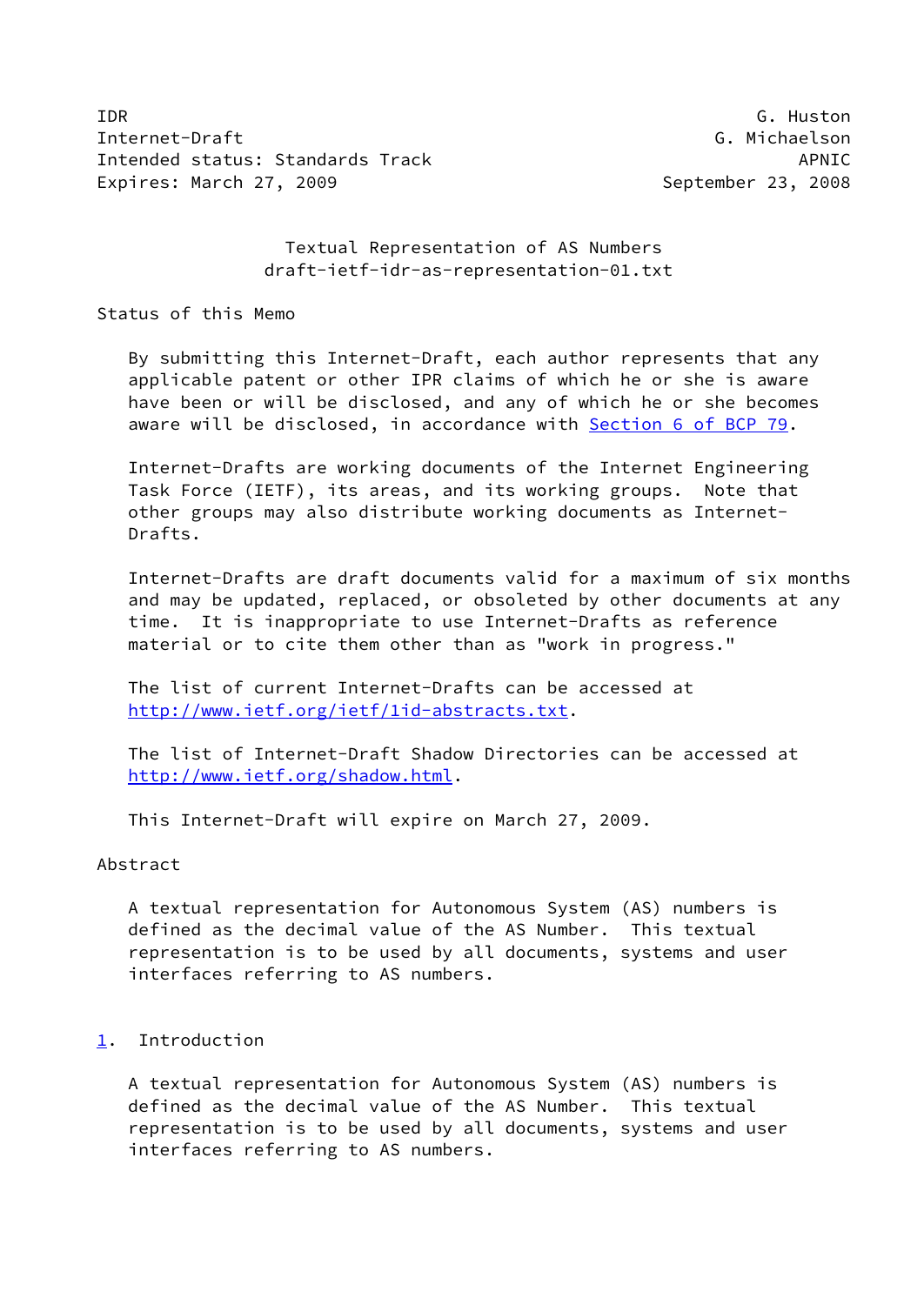IDR G. Huston
Internet-Draft G. Michaelson
Intended status: Standards Track APNIC
Expires: March 27, 2009 September 23, 2008

# Textual Representation of AS Numbers
draft-ietf-idr-as-representation-01.txt

## Status of this Memo

By submitting this Internet-Draft, each author represents that any applicable patent or other IPR claims of which he or she is aware have been or will be disclosed, and any of which he or she becomes aware will be disclosed, in accordance with Section 6 of BCP 79.

Internet-Drafts are working documents of the Internet Engineering Task Force (IETF), its areas, and its working groups. Note that other groups may also distribute working documents as Internet-Drafts.

Internet-Drafts are draft documents valid for a maximum of six months and may be updated, replaced, or obsoleted by other documents at any time. It is inappropriate to use Internet-Drafts as reference material or to cite them other than as "work in progress."

The list of current Internet-Drafts can be accessed at http://www.ietf.org/ietf/1id-abstracts.txt.

The list of Internet-Draft Shadow Directories can be accessed at http://www.ietf.org/shadow.html.

This Internet-Draft will expire on March 27, 2009.

## Abstract

A textual representation for Autonomous System (AS) numbers is defined as the decimal value of the AS Number. This textual representation is to be used by all documents, systems and user interfaces referring to AS numbers.

## 1. Introduction

A textual representation for Autonomous System (AS) numbers is defined as the decimal value of the AS Number. This textual representation is to be used by all documents, systems and user interfaces referring to AS numbers.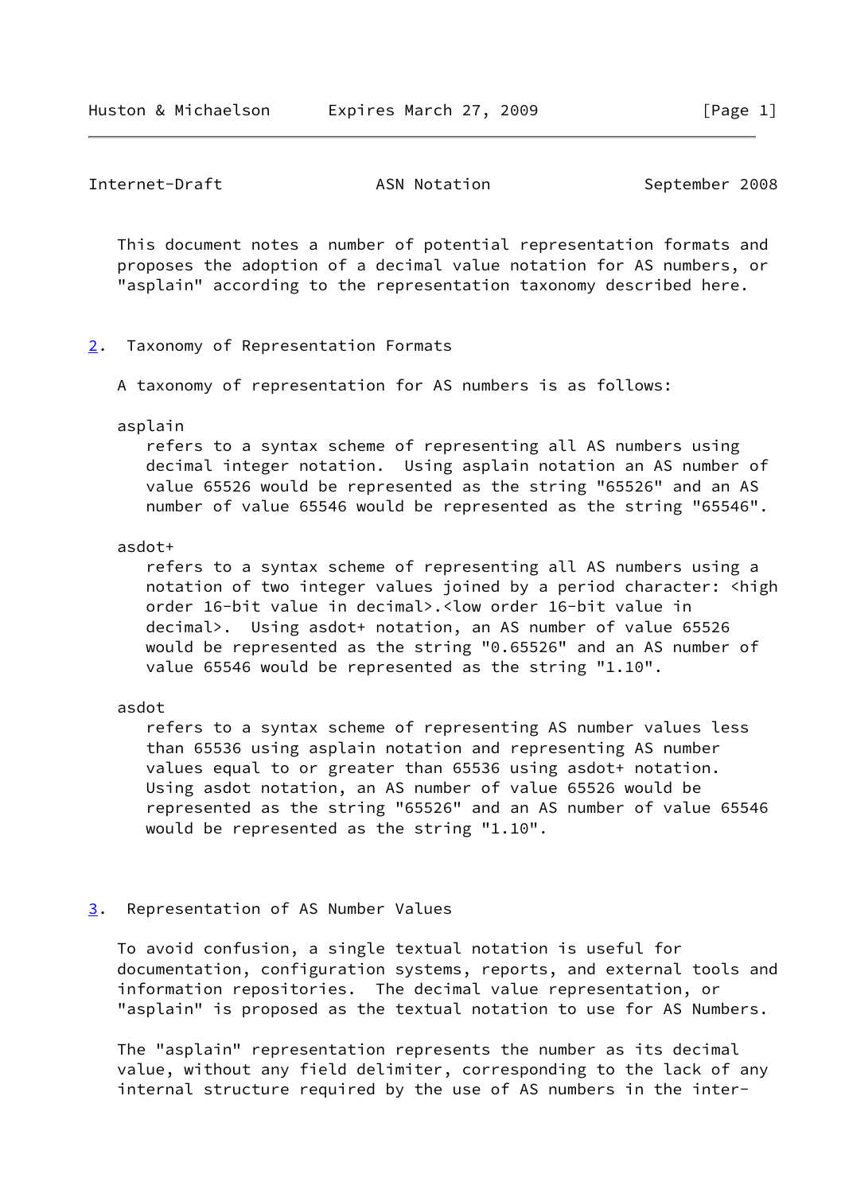This document notes a number of potential representation formats and proposes the adoption of a decimal value notation for AS numbers, or "asplain" according to the representation taxonomy described here.

## 2. Taxonomy of Representation Formats

A taxonomy of representation for AS numbers is as follows:

asplain
: refers to a syntax scheme of representing all AS numbers using decimal integer notation. Using asplain notation an AS number of value 65526 would be represented as the string "65526" and an AS number of value 65546 would be represented as the string "65546".

asdot+
: refers to a syntax scheme of representing all AS numbers using a notation of two integer values joined by a period character: <high order 16-bit value in decimal>.<low order 16-bit value in decimal>. Using asdot+ notation, an AS number of value 65526 would be represented as the string "0.65526" and an AS number of value 65546 would be represented as the string "1.10".

asdot
: refers to a syntax scheme of representing AS number values less than 65536 using asplain notation and representing AS number values equal to or greater than 65536 using asdot+ notation. Using asdot notation, an AS number of value 65526 would be represented as the string "65526" and an AS number of value 65546 would be represented as the string "1.10".

## 3. Representation of AS Number Values

To avoid confusion, a single textual notation is useful for documentation, configuration systems, reports, and external tools and information repositories. The decimal value representation, or "asplain" is proposed as the textual notation to use for AS Numbers.

The "asplain" representation represents the number as its decimal value, without any field delimiter, corresponding to the lack of any internal structure required by the use of AS numbers in the inter-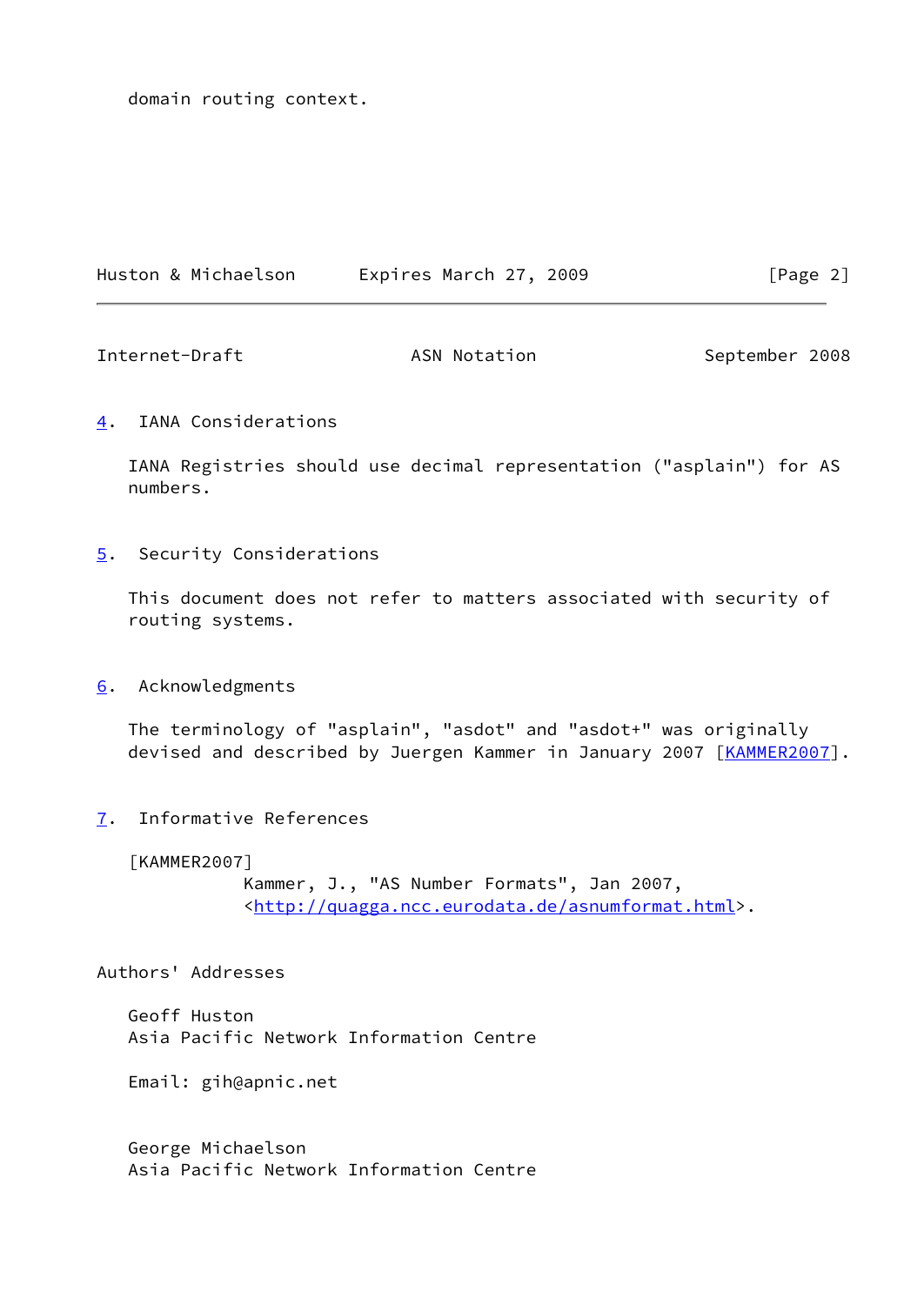domain routing context.

## 4. IANA Considerations

IANA Registries should use decimal representation ("asplain") for AS numbers.

## 5. Security Considerations

This document does not refer to matters associated with security of routing systems.

## 6. Acknowledgments

The terminology of "asplain", "asdot" and "asdot+" was originally devised and described by Juergen Kammer in January 2007 [KAMMER2007].

## 7. Informative References

[KAMMER2007]
Kammer, J., "AS Number Formats", Jan 2007, <http://quagga.ncc.eurodata.de/asnumformat.html>.

## Authors' Addresses

Geoff Huston
Asia Pacific Network Information Centre

Email: gih@apnic.net

George Michaelson
Asia Pacific Network Information Centre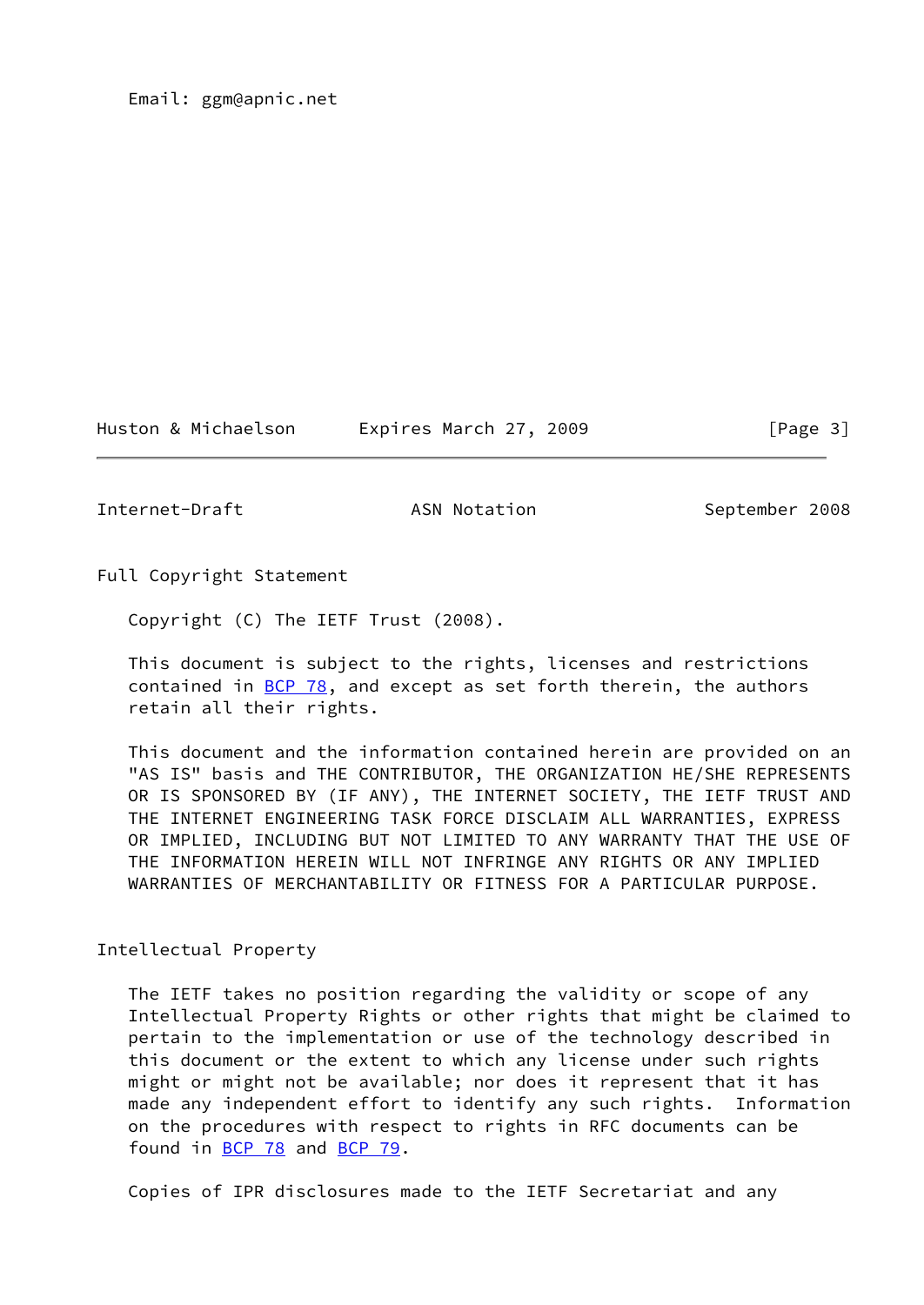Email: ggm@apnic.net

## Full Copyright Statement

Copyright (C) The IETF Trust (2008).

This document is subject to the rights, licenses and restrictions contained in BCP 78, and except as set forth therein, the authors retain all their rights.

This document and the information contained herein are provided on an "AS IS" basis and THE CONTRIBUTOR, THE ORGANIZATION HE/SHE REPRESENTS OR IS SPONSORED BY (IF ANY), THE INTERNET SOCIETY, THE IETF TRUST AND THE INTERNET ENGINEERING TASK FORCE DISCLAIM ALL WARRANTIES, EXPRESS OR IMPLIED, INCLUDING BUT NOT LIMITED TO ANY WARRANTY THAT THE USE OF THE INFORMATION HEREIN WILL NOT INFRINGE ANY RIGHTS OR ANY IMPLIED WARRANTIES OF MERCHANTABILITY OR FITNESS FOR A PARTICULAR PURPOSE.

## Intellectual Property

The IETF takes no position regarding the validity or scope of any Intellectual Property Rights or other rights that might be claimed to pertain to the implementation or use of the technology described in this document or the extent to which any license under such rights might or might not be available; nor does it represent that it has made any independent effort to identify any such rights. Information on the procedures with respect to rights in RFC documents can be found in BCP 78 and BCP 79.

Copies of IPR disclosures made to the IETF Secretariat and any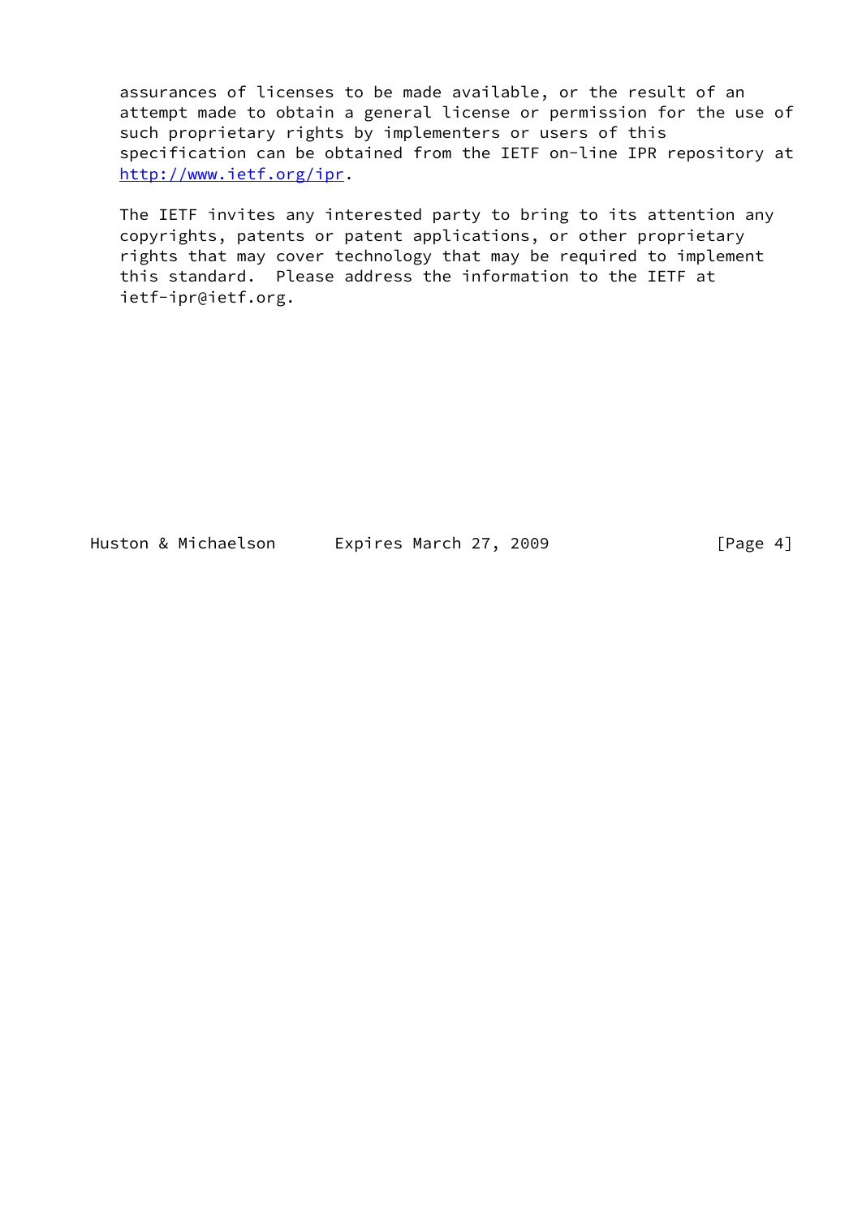assurances of licenses to be made available, or the result of an attempt made to obtain a general license or permission for the use of such proprietary rights by implementers or users of this specification can be obtained from the IETF on-line IPR repository at http://www.ietf.org/ipr.

The IETF invites any interested party to bring to its attention any copyrights, patents or patent applications, or other proprietary rights that may cover technology that may be required to implement this standard. Please address the information to the IETF at ietf-ipr@ietf.org.